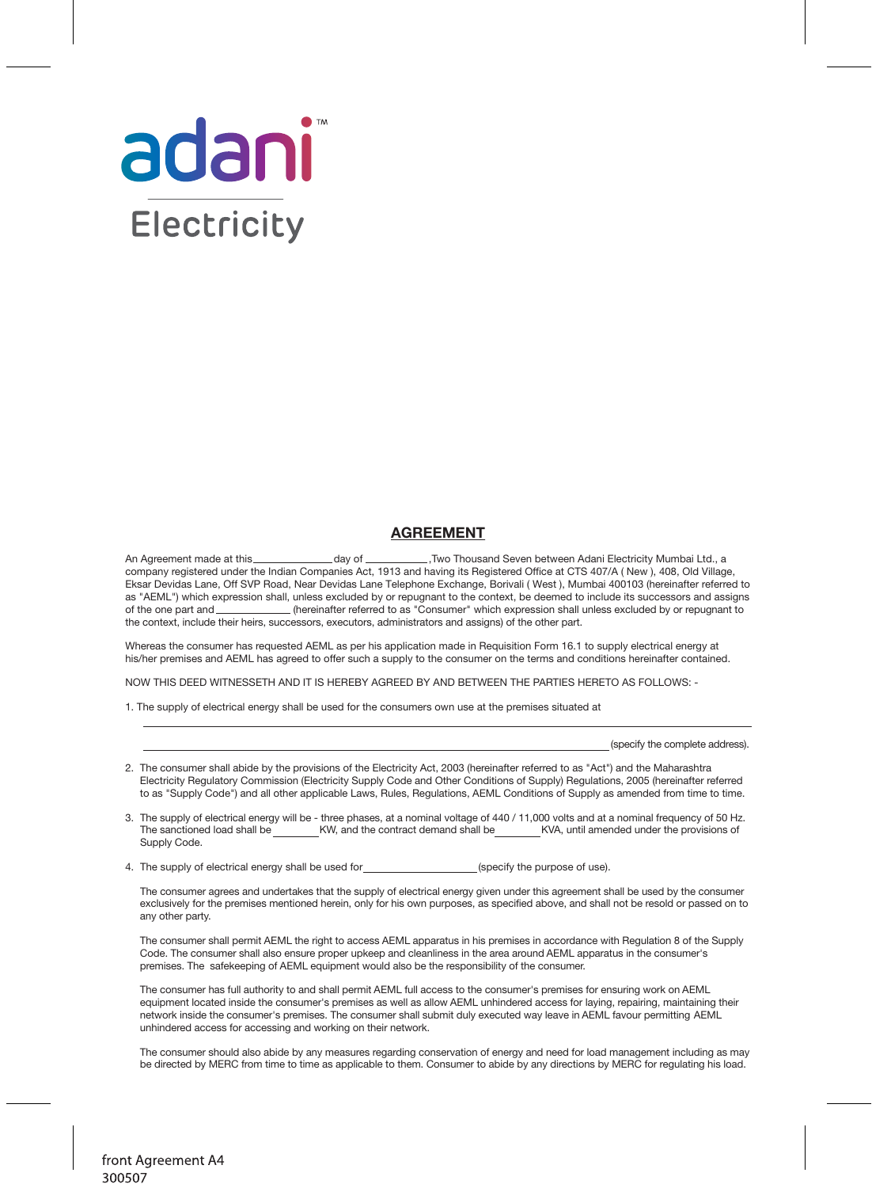adani

Electricity

# AGREEMENT

An Agreement made at this\_\_\_\_\_\_\_\_\_\_\_\_\_\_day of \_\_\_\_\_\_\_\_\_\_\_,Two Thousand Seven between Adani Electricity Mumbai Ltd., a company registered under the Indian Companies Act, 1913 and having its Registered Office at CTS 407/A ( New ), 408, Old Village, Eksar Devidas Lane, Off SVP Road, Near Devidas Lane Telephone Exchange, Borivali ( West ), Mumbai 400103 (hereinafter referred to as "AEML") which expression shall, unless excluded by or repugnant to the context, be deemed to include its successors and assigns of the one part and \_\_\_\_\_\_\_\_\_\_\_\_\_ (hereinafter referred to as "Consumer" which expression shall unless excluded by or repugnant to the context, include their heirs, successors, executors, administrators and assigns) of the other part.

Whereas the consumer has requested AEML as per his application made in Requisition Form 16.1 to supply electrical energy at his/her premises and AEML has agreed to offer such a supply to the consumer on the terms and conditions hereinafter contained.

NOW THIS DEED WITNESSETH AND IT IS HEREBY AGREED BY AND BETWEEN THE PARTIES HERETO AS FOLLOWS: -

1. The supply of electrical energy shall be used for the consumers own use at the premises situated at

   \_\_\_\_\_\_\_\_\_\_\_\_\_\_\_\_\_\_\_\_\_\_\_\_\_\_\_\_\_\_\_\_\_\_\_\_\_\_\_\_\_\_\_\_\_\_\_\_\_\_\_\_\_\_\_\_\_\_\_\_\_\_\_\_\_\_\_\_\_\_\_\_\_\_

   \_\_\_\_\_\_\_\_\_\_\_\_\_\_\_\_\_\_\_\_\_\_\_\_\_\_\_\_\_\_\_\_\_\_\_\_\_\_\_\_\_\_\_\_\_\_\_\_\_\_\_\_\_\_\_\_\_\_\_\_\_\_\_\_\_(specify the complete address).

2. The consumer shall abide by the provisions of the Electricity Act, 2003 (hereinafter referred to as "Act") and the Maharashtra Electricity Regulatory Commission (Electricity Supply Code and Other Conditions of Supply) Regulations, 2005 (hereinafter referred to as "Supply Code") and all other applicable Laws, Rules, Regulations, AEML Conditions of Supply as amended from time to time.

3. The supply of electrical energy will be - three phases, at a nominal voltage of 440 / 11,000 volts and at a nominal frequency of 50 Hz. The sanctioned load shall be \_\_\_\_\_\_\_\_KW, and the contract demand shall be\_\_\_\_\_\_\_\_KVA, until amended under the provisions of Supply Code.

4. The supply of electrical energy shall be used for\_\_\_\_\_\_\_\_\_\_\_\_\_\_\_\_\_\_\_\_(specify the purpose of use).

   The consumer agrees and undertakes that the supply of electrical energy given under this agreement shall be used by the consumer exclusively for the premises mentioned herein, only for his own purposes, as specified above, and shall not be resold or passed on to any other party.

   The consumer shall permit AEML the right to access AEML apparatus in his premises in accordance with Regulation 8 of the Supply Code. The consumer shall also ensure proper upkeep and cleanliness in the area around AEML apparatus in the consumer's premises. The safekeeping of AEML equipment would also be the responsibility of the consumer.

   The consumer has full authority to and shall permit AEML full access to the consumer's premises for ensuring work on AEML equipment located inside the consumer's premises as well as allow AEML unhindered access for laying, repairing, maintaining their network inside the consumer's premises. The consumer shall submit duly executed way leave in AEML favour permitting AEML unhindered access for accessing and working on their network.

   The consumer should also abide by any measures regarding conservation of energy and need for load management including as may be directed by MERC from time to time as applicable to them. Consumer to abide by any directions by MERC for regulating his load.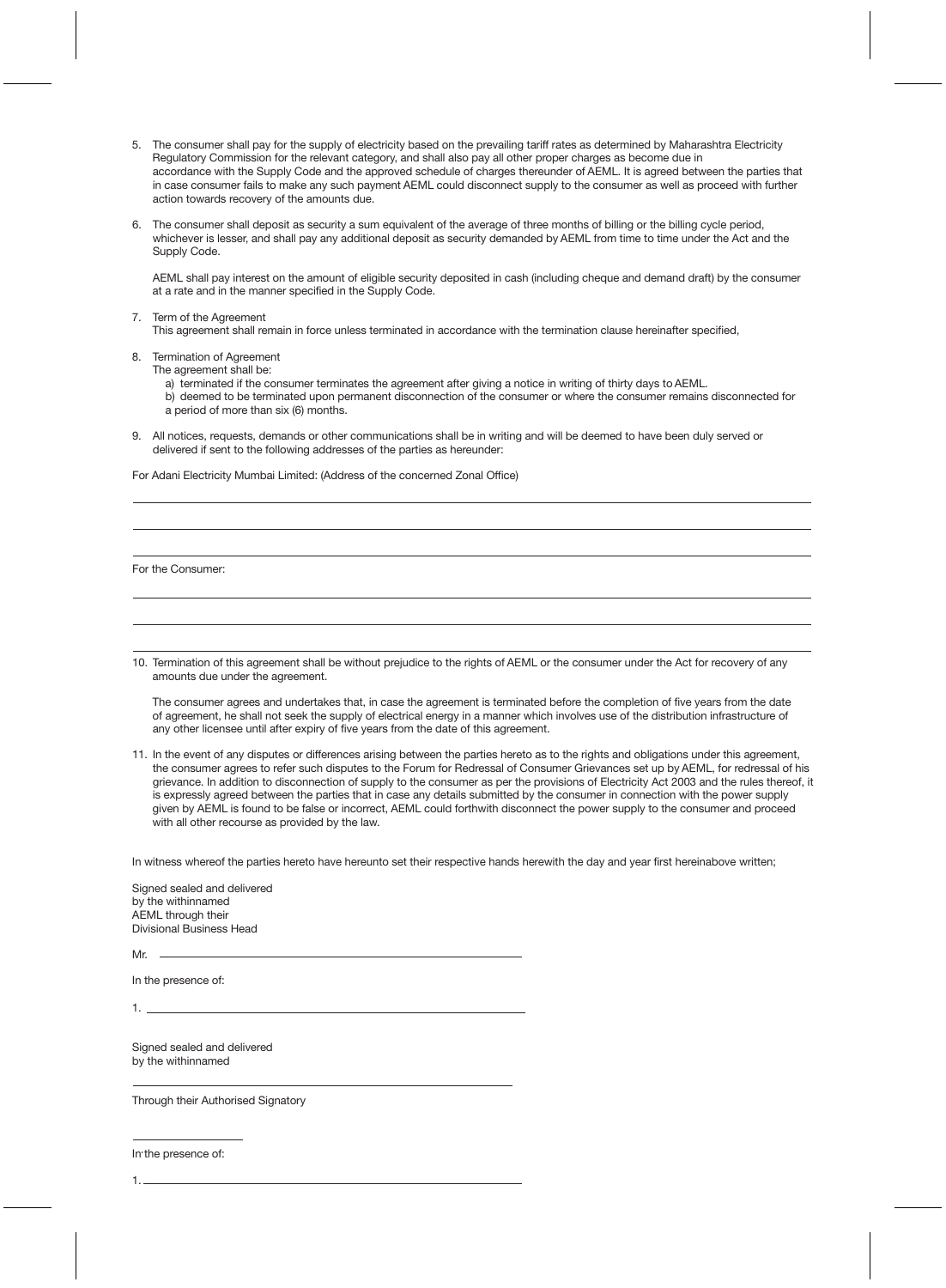5. The consumer shall pay for the supply of electricity based on the prevailing tariff rates as determined by Maharashtra Electricity Regulatory Commission for the relevant category, and shall also pay all other proper charges as become due in accordance with the Supply Code and the approved schedule of charges thereunder of AEML. It is agreed between the parties that in case consumer fails to make any such payment AEML could disconnect supply to the consumer as well as proceed with further action towards recovery of the amounts due.

6. The consumer shall deposit as security a sum equivalent of the average of three months of billing or the billing cycle period, whichever is lesser, and shall pay any additional deposit as security demanded by AEML from time to time under the Act and the Supply Code.

   AEML shall pay interest on the amount of eligible security deposited in cash (including cheque and demand draft) by the consumer at a rate and in the manner specified in the Supply Code.

7. Term of the Agreement
   This agreement shall remain in force unless terminated in accordance with the termination clause hereinafter specified,

8. Termination of Agreement
   The agreement shall be:
   a) terminated if the consumer terminates the agreement after giving a notice in writing of thirty days to AEML.
   b) deemed to be terminated upon permanent disconnection of the consumer or where the consumer remains disconnected for a period of more than six (6) months.

9. All notices, requests, demands or other communications shall be in writing and will be deemed to have been duly served or delivered if sent to the following addresses of the parties as hereunder:

For Adani Electricity Mumbai Limited: (Address of the concerned Zonal Office)

______________________________________________

______________________________________________

______________________________________________

For the Consumer:

______________________________________________

______________________________________________

______________________________________________

10. Termination of this agreement shall be without prejudice to the rights of AEML or the consumer under the Act for recovery of any amounts due under the agreement.

    The consumer agrees and undertakes that, in case the agreement is terminated before the completion of five years from the date of agreement, he shall not seek the supply of electrical energy in a manner which involves use of the distribution infrastructure of any other licensee until after expiry of five years from the date of this agreement.

11. In the event of any disputes or differences arising between the parties hereto as to the rights and obligations under this agreement, the consumer agrees to refer such disputes to the Forum for Redressal of Consumer Grievances set up by AEML, for redressal of his grievance. In addition to disconnection of supply to the consumer as per the provisions of Electricity Act 2003 and the rules thereof, it is expressly agreed between the parties that in case any details submitted by the consumer in connection with the power supply given by AEML is found to be false or incorrect, AEML could forthwith disconnect the power supply to the consumer and proceed with all other recourse as provided by the law.

In witness whereof the parties hereto have hereunto set their respective hands herewith the day and year first hereinabove written;

Signed sealed and delivered
by the withinnamed
AEML through their
Divisional Business Head

Mr. ______________________________

In the presence of:

1. ______________________________

Signed sealed and delivered
by the withinnamed

______________________________

Through their Authorised Signatory

______________

In the presence of:

1. ______________________________